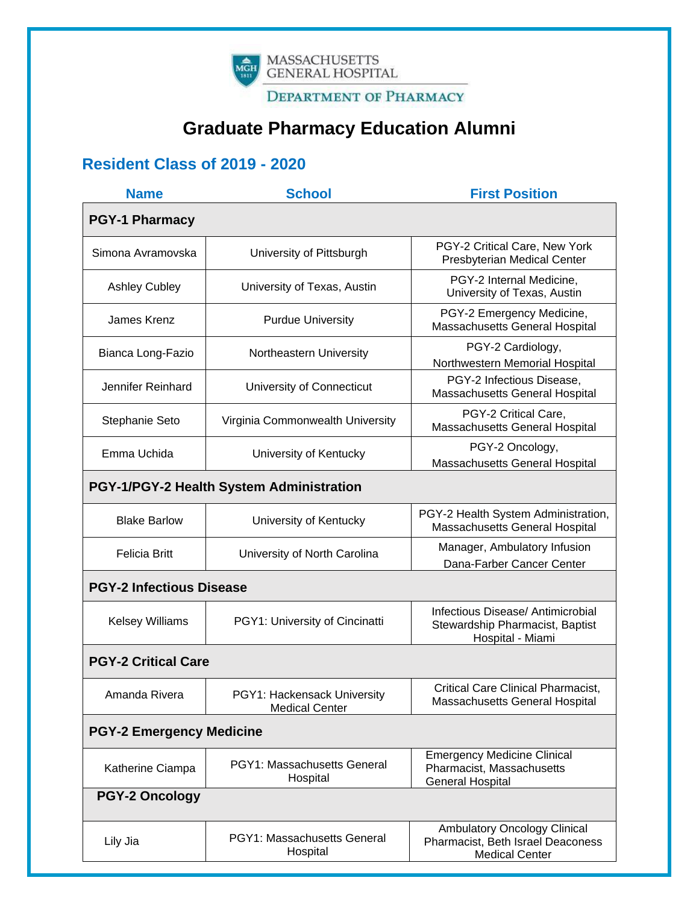MASSACHUSETTS GENERAL HOSPITAL

DEPARTMENT OF PHARMACY

# Graduate Pharmacy Education Alumni

## Resident Class of 2019 - 2020

| Name | School | First Position |
|---|---|---|
| **PGY-1 Pharmacy** | | |
| Simona Avramovska | University of Pittsburgh | PGY-2 Critical Care, New York Presbyterian Medical Center |
| Ashley Cubley | University of Texas, Austin | PGY-2 Internal Medicine, University of Texas, Austin |
| James Krenz | Purdue University | PGY-2 Emergency Medicine, Massachusetts General Hospital |
| Bianca Long-Fazio | Northeastern University | PGY-2 Cardiology, Northwestern Memorial Hospital |
| Jennifer Reinhard | University of Connecticut | PGY-2 Infectious Disease, Massachusetts General Hospital |
| Stephanie Seto | Virginia Commonwealth University | PGY-2 Critical Care, Massachusetts General Hospital |
| Emma Uchida | University of Kentucky | PGY-2 Oncology, Massachusetts General Hospital |
| **PGY-1/PGY-2 Health System Administration** | | |
| Blake Barlow | University of Kentucky | PGY-2 Health System Administration, Massachusetts General Hospital |
| Felicia Britt | University of North Carolina | Manager, Ambulatory Infusion Dana-Farber Cancer Center |
| **PGY-2 Infectious Disease** | | |
| Kelsey Williams | PGY1: University of Cincinatti | Infectious Disease/ Antimicrobial Stewardship Pharmacist, Baptist Hospital - Miami |
| **PGY-2 Critical Care** | | |
| Amanda Rivera | PGY1: Hackensack University Medical Center | Critical Care Clinical Pharmacist, Massachusetts General Hospital |
| **PGY-2 Emergency Medicine** | | |
| Katherine Ciampa | PGY1: Massachusetts General Hospital | Emergency Medicine Clinical Pharmacist, Massachusetts General Hospital |
| **PGY-2 Oncology** | | |
| Lily Jia | PGY1: Massachusetts General Hospital | Ambulatory Oncology Clinical Pharmacist, Beth Israel Deaconess Medical Center |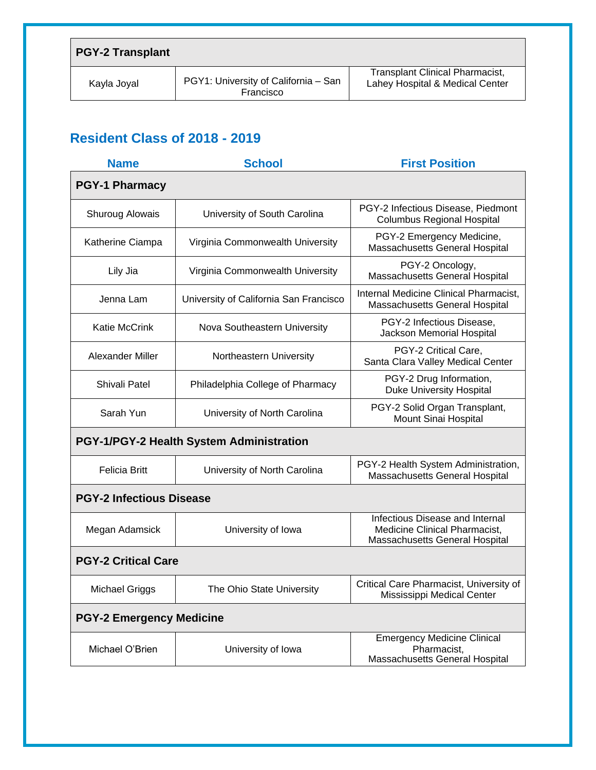| PGY-2 Transplant | | |
|---|---|---|
| Kayla Joyal | PGY1: University of California – San Francisco | Transplant Clinical Pharmacist, Lahey Hospital & Medical Center |

## Resident Class of 2018 - 2019

| Name | School | First Position |
|---|---|---|
| **PGY-1 Pharmacy** | | |
| Shuroug Alowais | University of South Carolina | PGY-2 Infectious Disease, Piedmont Columbus Regional Hospital |
| Katherine Ciampa | Virginia Commonwealth University | PGY-2 Emergency Medicine, Massachusetts General Hospital |
| Lily Jia | Virginia Commonwealth University | PGY-2 Oncology, Massachusetts General Hospital |
| Jenna Lam | University of California San Francisco | Internal Medicine Clinical Pharmacist, Massachusetts General Hospital |
| Katie McCrink | Nova Southeastern University | PGY-2 Infectious Disease, Jackson Memorial Hospital |
| Alexander Miller | Northeastern University | PGY-2 Critical Care, Santa Clara Valley Medical Center |
| Shivali Patel | Philadelphia College of Pharmacy | PGY-2 Drug Information, Duke University Hospital |
| Sarah Yun | University of North Carolina | PGY-2 Solid Organ Transplant, Mount Sinai Hospital |
| **PGY-1/PGY-2 Health System Administration** | | |
| Felicia Britt | University of North Carolina | PGY-2 Health System Administration, Massachusetts General Hospital |
| **PGY-2 Infectious Disease** | | |
| Megan Adamsick | University of Iowa | Infectious Disease and Internal Medicine Clinical Pharmacist, Massachusetts General Hospital |
| **PGY-2 Critical Care** | | |
| Michael Griggs | The Ohio State University | Critical Care Pharmacist, University of Mississippi Medical Center |
| **PGY-2 Emergency Medicine** | | |
| Michael O'Brien | University of Iowa | Emergency Medicine Clinical Pharmacist, Massachusetts General Hospital |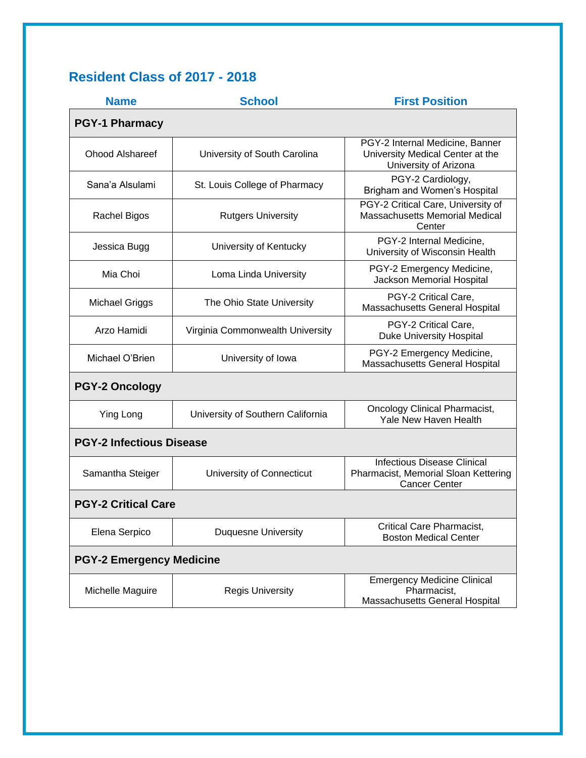## Resident Class of 2017 - 2018

| Name | School | First Position |
|---|---|---|
| **PGY-1 Pharmacy** | | |
| Ohood Alshareef | University of South Carolina | PGY-2 Internal Medicine, Banner University Medical Center at the University of Arizona |
| Sana'a Alsulami | St. Louis College of Pharmacy | PGY-2 Cardiology, Brigham and Women's Hospital |
| Rachel Bigos | Rutgers University | PGY-2 Critical Care, University of Massachusetts Memorial Medical Center |
| Jessica Bugg | University of Kentucky | PGY-2 Internal Medicine, University of Wisconsin Health |
| Mia Choi | Loma Linda University | PGY-2 Emergency Medicine, Jackson Memorial Hospital |
| Michael Griggs | The Ohio State University | PGY-2 Critical Care, Massachusetts General Hospital |
| Arzo Hamidi | Virginia Commonwealth University | PGY-2 Critical Care, Duke University Hospital |
| Michael O'Brien | University of Iowa | PGY-2 Emergency Medicine, Massachusetts General Hospital |
| **PGY-2 Oncology** | | |
| Ying Long | University of Southern California | Oncology Clinical Pharmacist, Yale New Haven Health |
| **PGY-2 Infectious Disease** | | |
| Samantha Steiger | University of Connecticut | Infectious Disease Clinical Pharmacist, Memorial Sloan Kettering Cancer Center |
| **PGY-2 Critical Care** | | |
| Elena Serpico | Duquesne University | Critical Care Pharmacist, Boston Medical Center |
| **PGY-2 Emergency Medicine** | | |
| Michelle Maguire | Regis University | Emergency Medicine Clinical Pharmacist, Massachusetts General Hospital |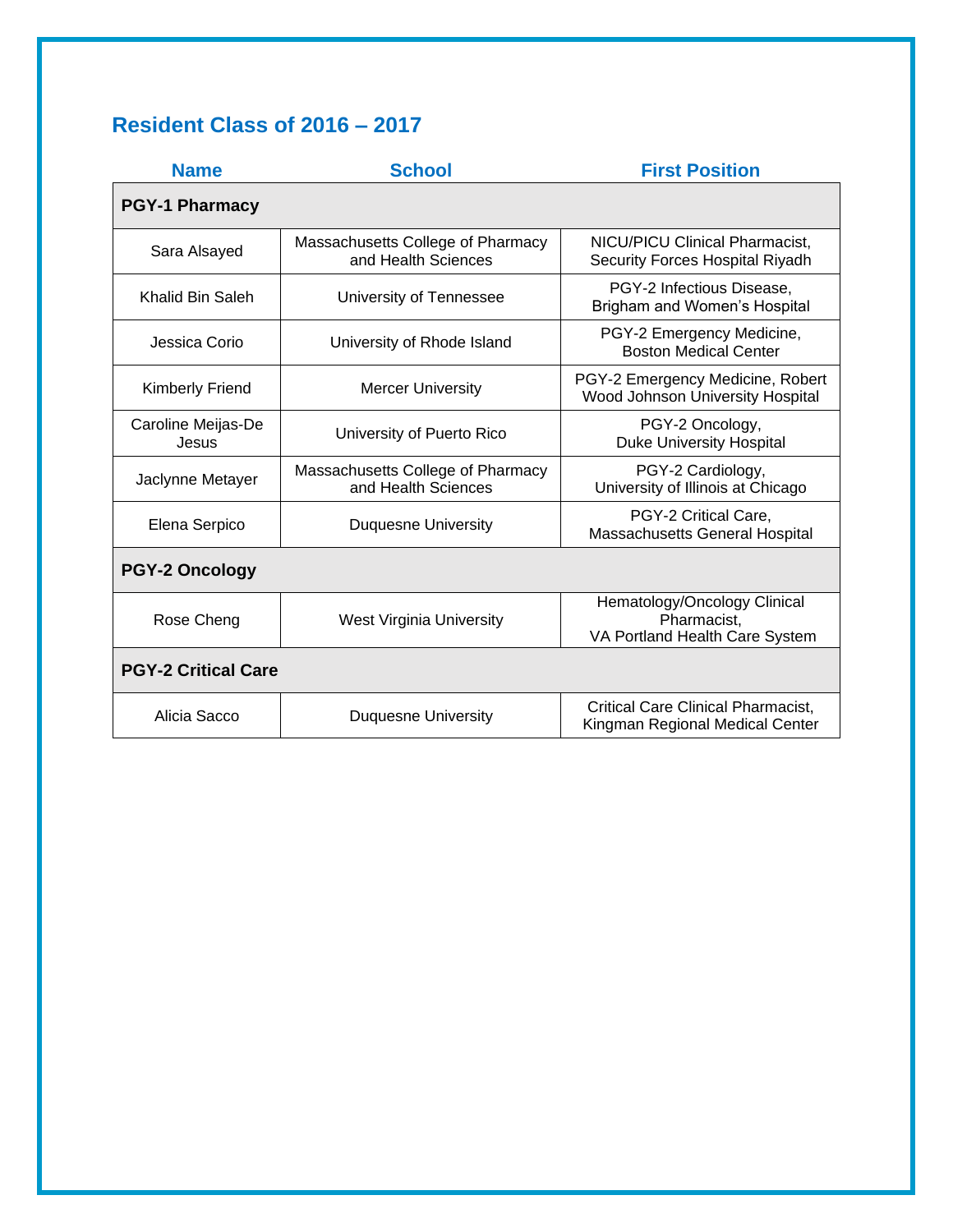## Resident Class of 2016 – 2017

| Name | School | First Position |
|---|---|---|
| **PGY-1 Pharmacy** | | |
| Sara Alsayed | Massachusetts College of Pharmacy and Health Sciences | NICU/PICU Clinical Pharmacist, Security Forces Hospital Riyadh |
| Khalid Bin Saleh | University of Tennessee | PGY-2 Infectious Disease, Brigham and Women's Hospital |
| Jessica Corio | University of Rhode Island | PGY-2 Emergency Medicine, Boston Medical Center |
| Kimberly Friend | Mercer University | PGY-2 Emergency Medicine, Robert Wood Johnson University Hospital |
| Caroline Meijas-De Jesus | University of Puerto Rico | PGY-2 Oncology, Duke University Hospital |
| Jaclynne Metayer | Massachusetts College of Pharmacy and Health Sciences | PGY-2 Cardiology, University of Illinois at Chicago |
| Elena Serpico | Duquesne University | PGY-2 Critical Care, Massachusetts General Hospital |
| **PGY-2 Oncology** | | |
| Rose Cheng | West Virginia University | Hematology/Oncology Clinical Pharmacist, VA Portland Health Care System |
| **PGY-2 Critical Care** | | |
| Alicia Sacco | Duquesne University | Critical Care Clinical Pharmacist, Kingman Regional Medical Center |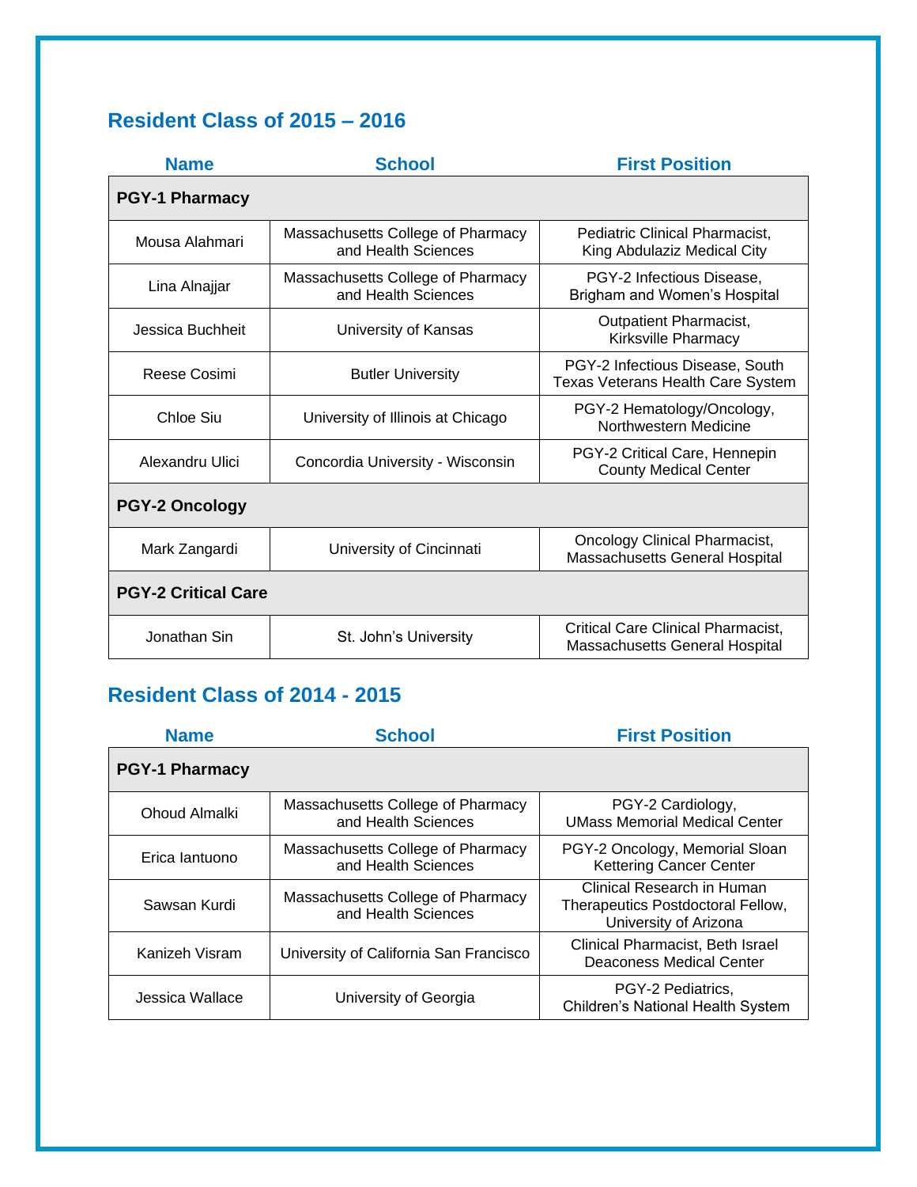## Resident Class of 2015 – 2016

| Name | School | First Position |
|---|---|---|
| **PGY-1 Pharmacy** | | |
| Mousa Alahmari | Massachusetts College of Pharmacy and Health Sciences | Pediatric Clinical Pharmacist, King Abdulaziz Medical City |
| Lina Alnajjar | Massachusetts College of Pharmacy and Health Sciences | PGY-2 Infectious Disease, Brigham and Women's Hospital |
| Jessica Buchheit | University of Kansas | Outpatient Pharmacist, Kirksville Pharmacy |
| Reese Cosimi | Butler University | PGY-2 Infectious Disease, South Texas Veterans Health Care System |
| Chloe Siu | University of Illinois at Chicago | PGY-2 Hematology/Oncology, Northwestern Medicine |
| Alexandru Ulici | Concordia University - Wisconsin | PGY-2 Critical Care, Hennepin County Medical Center |
| **PGY-2 Oncology** | | |
| Mark Zangardi | University of Cincinnati | Oncology Clinical Pharmacist, Massachusetts General Hospital |
| **PGY-2 Critical Care** | | |
| Jonathan Sin | St. John's University | Critical Care Clinical Pharmacist, Massachusetts General Hospital |

## Resident Class of 2014 - 2015

| Name | School | First Position |
|---|---|---|
| **PGY-1 Pharmacy** | | |
| Ohoud Almalki | Massachusetts College of Pharmacy and Health Sciences | PGY-2 Cardiology, UMass Memorial Medical Center |
| Erica Iantuono | Massachusetts College of Pharmacy and Health Sciences | PGY-2 Oncology, Memorial Sloan Kettering Cancer Center |
| Sawsan Kurdi | Massachusetts College of Pharmacy and Health Sciences | Clinical Research in Human Therapeutics Postdoctoral Fellow, University of Arizona |
| Kanizeh Visram | University of California San Francisco | Clinical Pharmacist, Beth Israel Deaconess Medical Center |
| Jessica Wallace | University of Georgia | PGY-2 Pediatrics, Children's National Health System |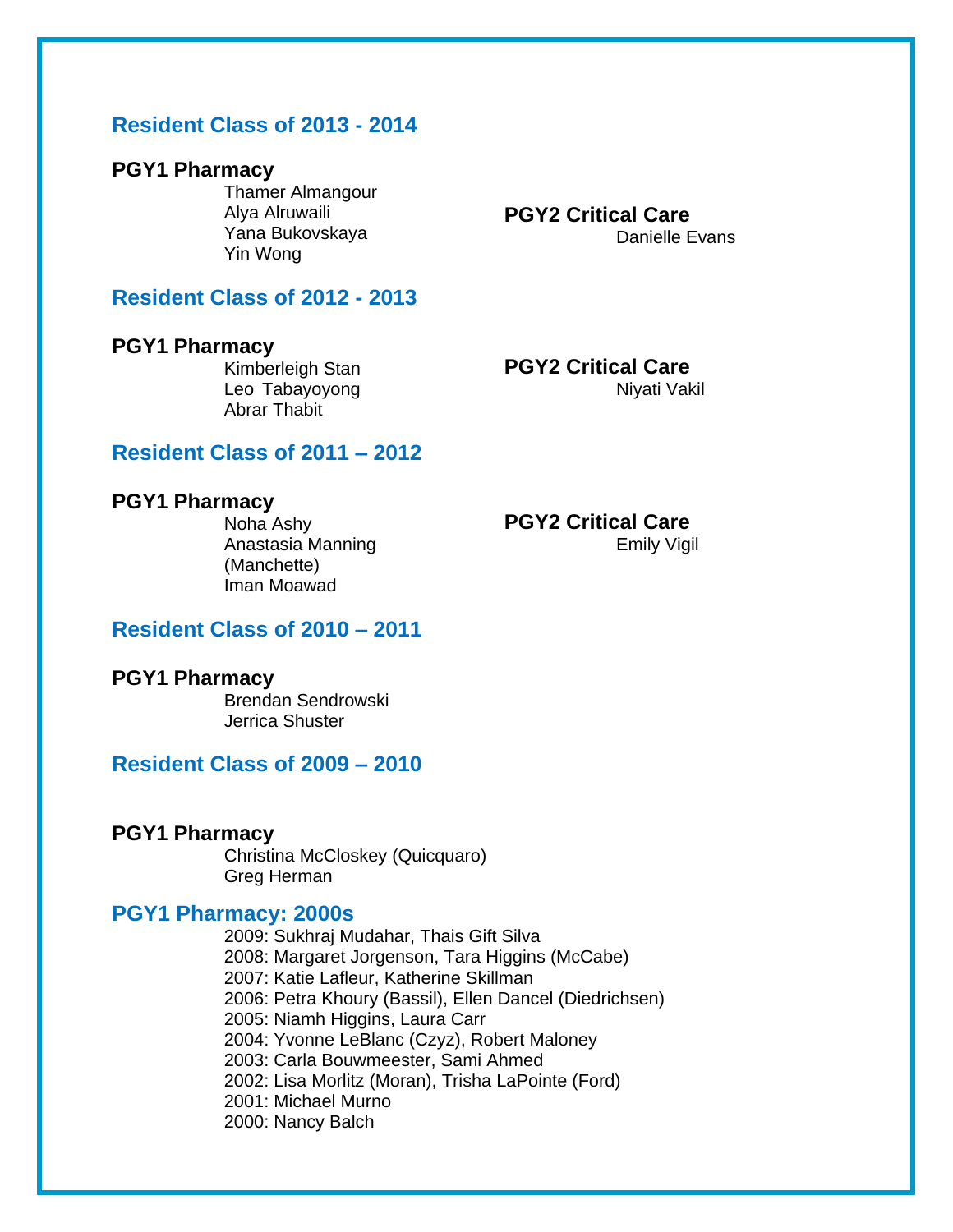## Resident Class of 2013 - 2014

### PGY1 Pharmacy

Thamer Almangour
Alya Alruwaili
Yana Bukovskaya
Yin Wong

### PGY2 Critical Care

Danielle Evans

## Resident Class of 2012 - 2013

### PGY1 Pharmacy

Kimberleigh Stan
Leo Tabayoyong
Abrar Thabit

### PGY2 Critical Care

Niyati Vakil

## Resident Class of 2011 – 2012

### PGY1 Pharmacy

Noha Ashy
Anastasia Manning (Manchette)
Iman Moawad

### PGY2 Critical Care

Emily Vigil

## Resident Class of 2010 – 2011

### PGY1 Pharmacy

Brendan Sendrowski
Jerrica Shuster

## Resident Class of 2009 – 2010

### PGY1 Pharmacy

Christina McCloskey (Quicquaro)
Greg Herman

## PGY1 Pharmacy: 2000s

2009: Sukhraj Mudahar, Thais Gift Silva
2008: Margaret Jorgenson, Tara Higgins (McCabe)
2007: Katie Lafleur, Katherine Skillman
2006: Petra Khoury (Bassil), Ellen Dancel (Diedrichsen)
2005: Niamh Higgins, Laura Carr
2004: Yvonne LeBlanc (Czyz), Robert Maloney
2003: Carla Bouwmeester, Sami Ahmed
2002: Lisa Morlitz (Moran), Trisha LaPointe (Ford)
2001: Michael Murno
2000: Nancy Balch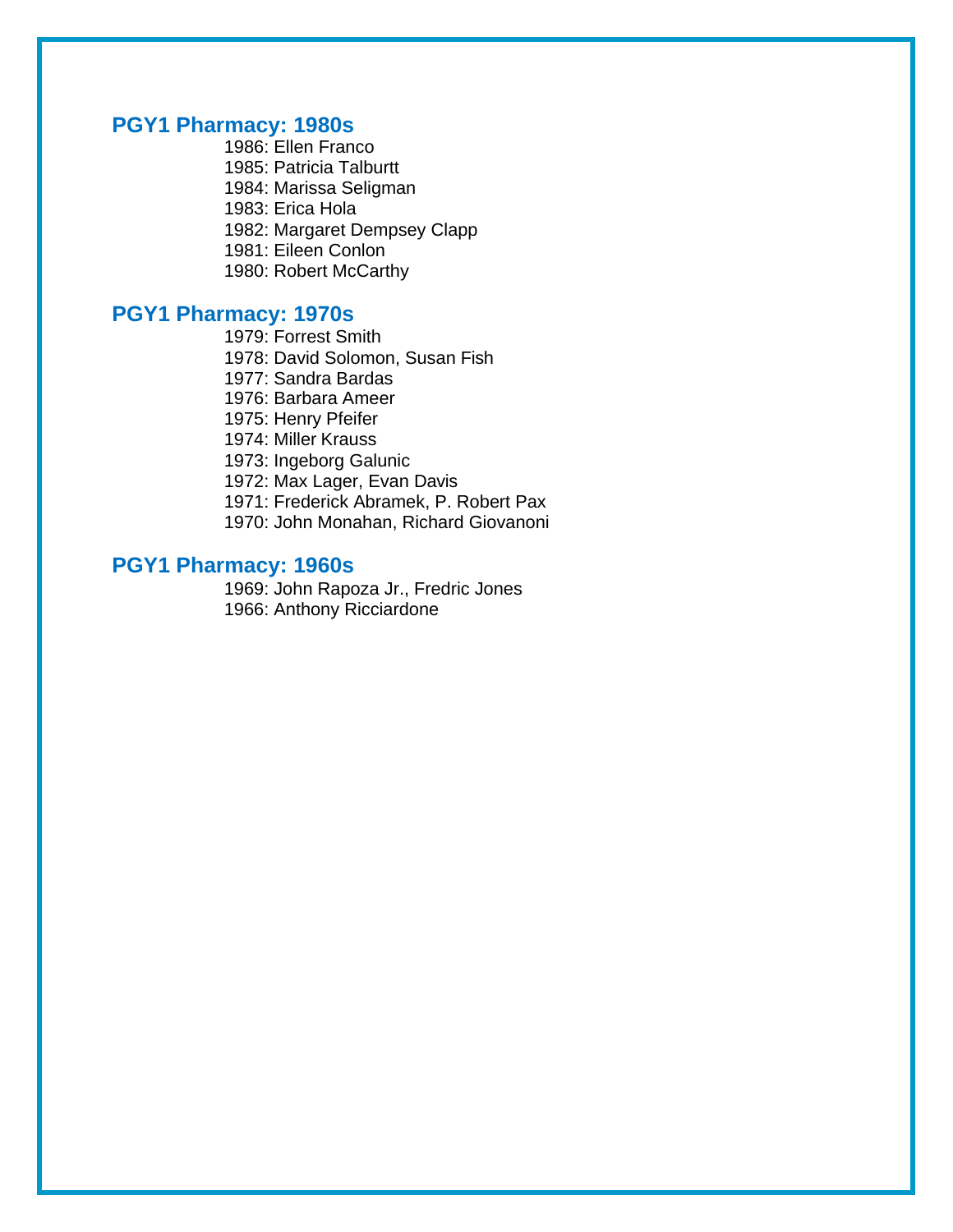## PGY1 Pharmacy: 1980s

1986: Ellen Franco
1985: Patricia Talburtt
1984: Marissa Seligman
1983: Erica Hola
1982: Margaret Dempsey Clapp
1981: Eileen Conlon
1980: Robert McCarthy

## PGY1 Pharmacy: 1970s

1979: Forrest Smith
1978: David Solomon, Susan Fish
1977: Sandra Bardas
1976: Barbara Ameer
1975: Henry Pfeifer
1974: Miller Krauss
1973: Ingeborg Galunic
1972: Max Lager, Evan Davis
1971: Frederick Abramek, P. Robert Pax
1970: John Monahan, Richard Giovanoni

## PGY1 Pharmacy: 1960s

1969: John Rapoza Jr., Fredric Jones
1966: Anthony Ricciardone